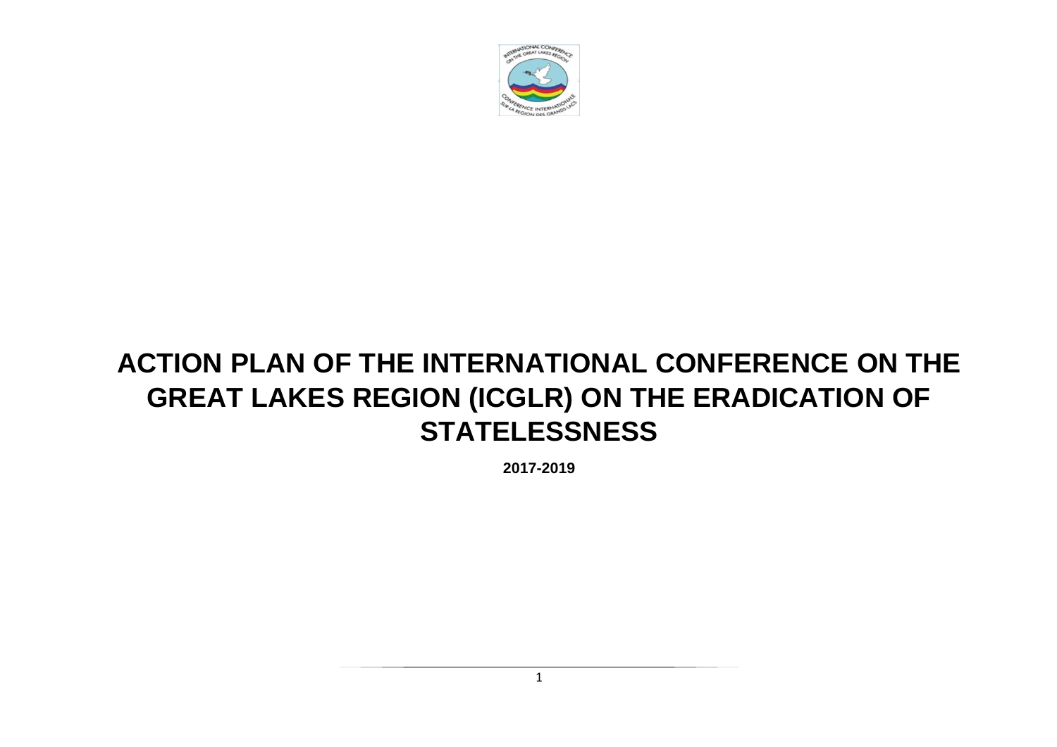# ACTION PLAN OF THE INTERNATIONAL CONFERENCE ON THE GREAT LAKES REGION (ICGLR) ON THE ERADICATION OF STATELESSNESS

**2017-2019**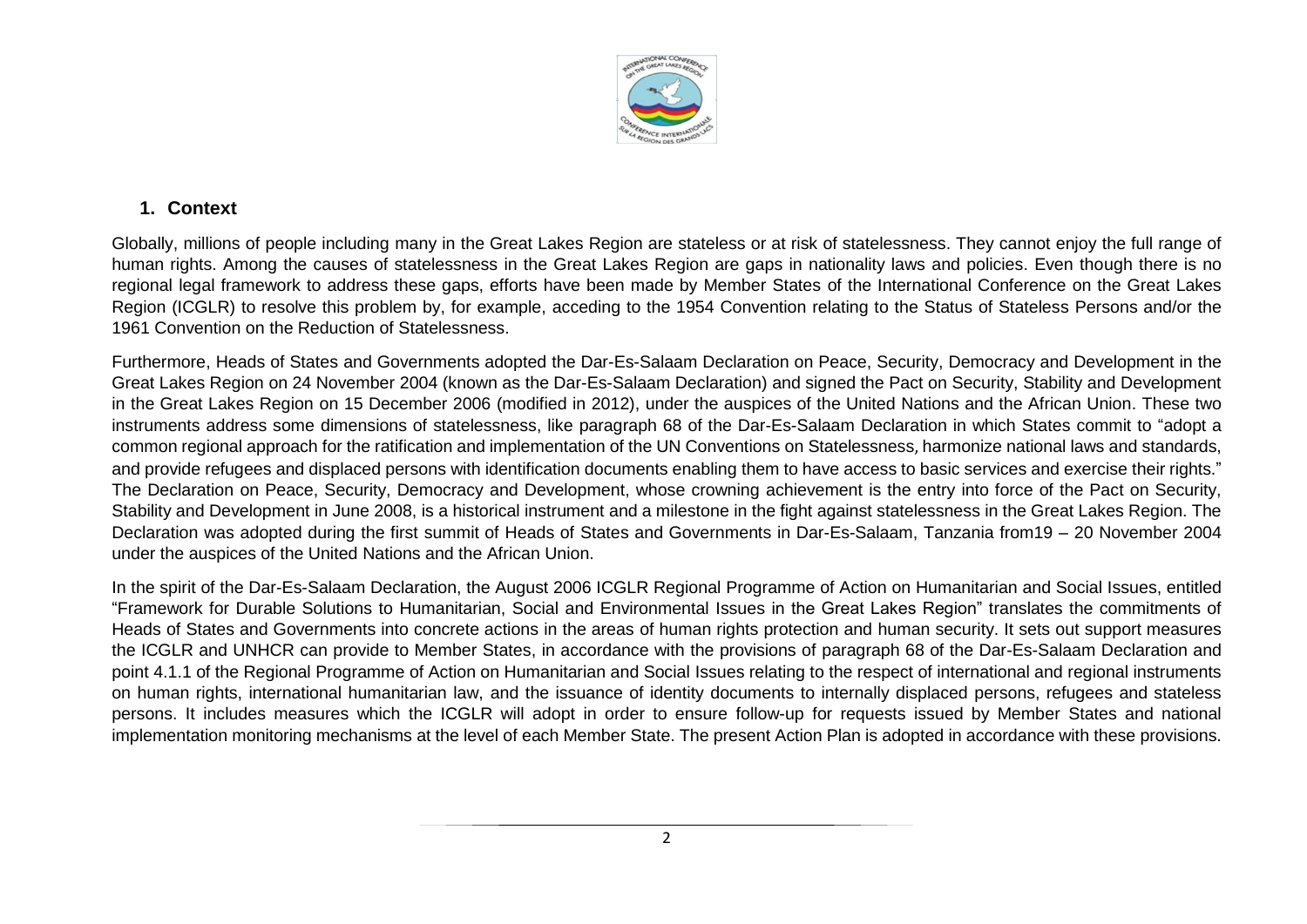## 1. Context

Globally, millions of people including many in the Great Lakes Region are stateless or at risk of statelessness. They cannot enjoy the full range of human rights. Among the causes of statelessness in the Great Lakes Region are gaps in nationality laws and policies. Even though there is no regional legal framework to address these gaps, efforts have been made by Member States of the International Conference on the Great Lakes Region (ICGLR) to resolve this problem by, for example, acceding to the 1954 Convention relating to the Status of Stateless Persons and/or the 1961 Convention on the Reduction of Statelessness.

Furthermore, Heads of States and Governments adopted the Dar-Es-Salaam Declaration on Peace, Security, Democracy and Development in the Great Lakes Region on 24 November 2004 (known as the Dar-Es-Salaam Declaration) and signed the Pact on Security, Stability and Development in the Great Lakes Region on 15 December 2006 (modified in 2012), under the auspices of the United Nations and the African Union. These two instruments address some dimensions of statelessness, like paragraph 68 of the Dar-Es-Salaam Declaration in which States commit to "adopt a common regional approach for the ratification and implementation of the UN Conventions on Statelessness, harmonize national laws and standards, and provide refugees and displaced persons with identification documents enabling them to have access to basic services and exercise their rights." The Declaration on Peace, Security, Democracy and Development, whose crowning achievement is the entry into force of the Pact on Security, Stability and Development in June 2008, is a historical instrument and a milestone in the fight against statelessness in the Great Lakes Region. The Declaration was adopted during the first summit of Heads of States and Governments in Dar-Es-Salaam, Tanzania from19 – 20 November 2004 under the auspices of the United Nations and the African Union.

In the spirit of the Dar-Es-Salaam Declaration, the August 2006 ICGLR Regional Programme of Action on Humanitarian and Social Issues, entitled "Framework for Durable Solutions to Humanitarian, Social and Environmental Issues in the Great Lakes Region" translates the commitments of Heads of States and Governments into concrete actions in the areas of human rights protection and human security. It sets out support measures the ICGLR and UNHCR can provide to Member States, in accordance with the provisions of paragraph 68 of the Dar-Es-Salaam Declaration and point 4.1.1 of the Regional Programme of Action on Humanitarian and Social Issues relating to the respect of international and regional instruments on human rights, international humanitarian law, and the issuance of identity documents to internally displaced persons, refugees and stateless persons. It includes measures which the ICGLR will adopt in order to ensure follow-up for requests issued by Member States and national implementation monitoring mechanisms at the level of each Member State. The present Action Plan is adopted in accordance with these provisions.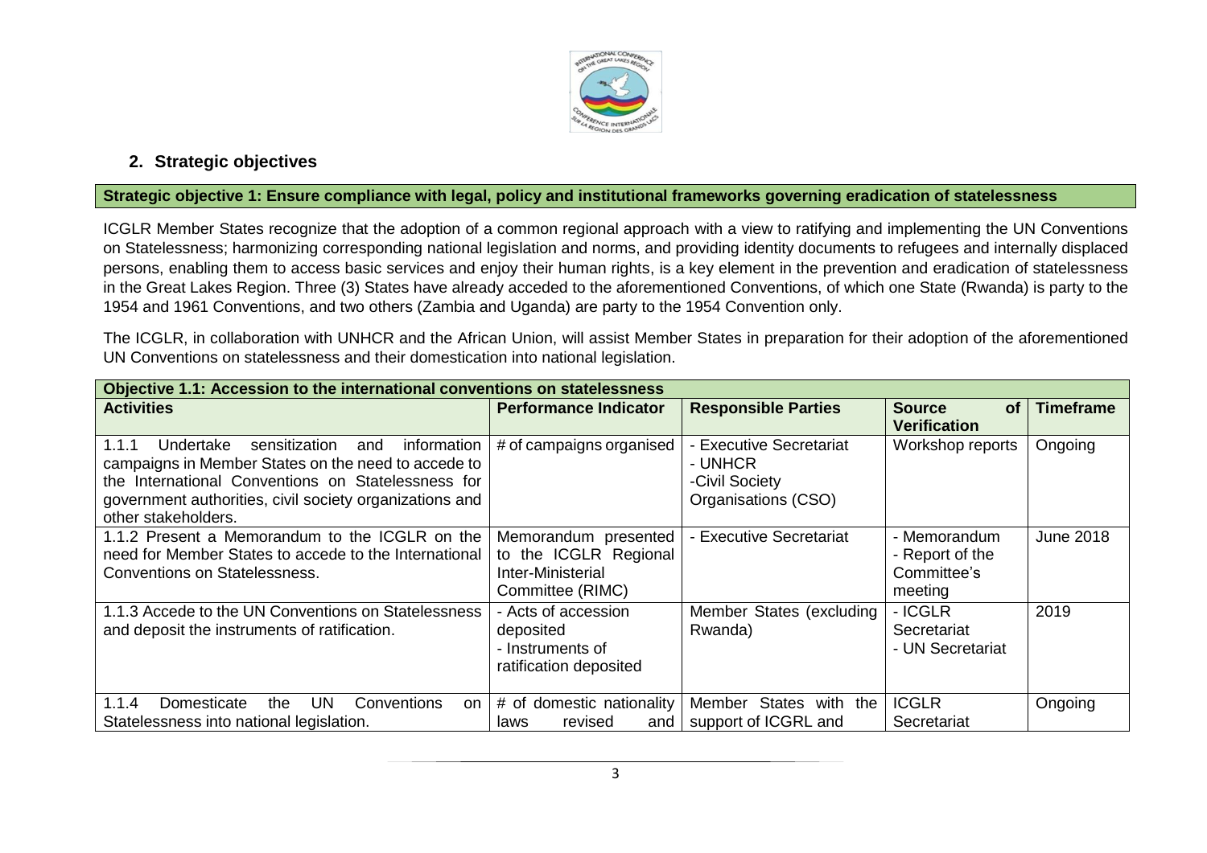## 2. Strategic objectives

**Strategic objective 1: Ensure compliance with legal, policy and institutional frameworks governing eradication of statelessness**

ICGLR Member States recognize that the adoption of a common regional approach with a view to ratifying and implementing the UN Conventions on Statelessness; harmonizing corresponding national legislation and norms, and providing identity documents to refugees and internally displaced persons, enabling them to access basic services and enjoy their human rights, is a key element in the prevention and eradication of statelessness in the Great Lakes Region. Three (3) States have already acceded to the aforementioned Conventions, of which one State (Rwanda) is party to the 1954 and 1961 Conventions, and two others (Zambia and Uganda) are party to the 1954 Convention only.

The ICGLR, in collaboration with UNHCR and the African Union, will assist Member States in preparation for their adoption of the aforementioned UN Conventions on statelessness and their domestication into national legislation.

| **Objective 1.1: Accession to the international conventions on statelessness** | | | | |
|---|---|---|---|---|
| **Activities** | **Performance Indicator** | **Responsible Parties** | **Source of Verification** | **Timeframe** |
| 1.1.1 Undertake sensitization and information campaigns in Member States on the need to accede to the International Conventions on Statelessness for government authorities, civil society organizations and other stakeholders. | # of campaigns organised | - Executive Secretariat<br>- UNHCR<br>-Civil Society Organisations (CSO) | Workshop reports | Ongoing |
| 1.1.2 Present a Memorandum to the ICGLR on the need for Member States to accede to the International Conventions on Statelessness. | Memorandum presented to the ICGLR Regional Inter-Ministerial Committee (RIMC) | - Executive Secretariat | - Memorandum<br>- Report of the Committee's meeting | June 2018 |
| 1.1.3 Accede to the UN Conventions on Statelessness and deposit the instruments of ratification. | - Acts of accession deposited<br>- Instruments of ratification deposited | Member States (excluding Rwanda) | - ICGLR Secretariat<br>- UN Secretariat | 2019 |
| 1.1.4 Domesticate the UN Conventions on Statelessness into national legislation. | # of domestic nationality laws revised and | Member States with the support of ICGRL and | ICGLR Secretariat | Ongoing |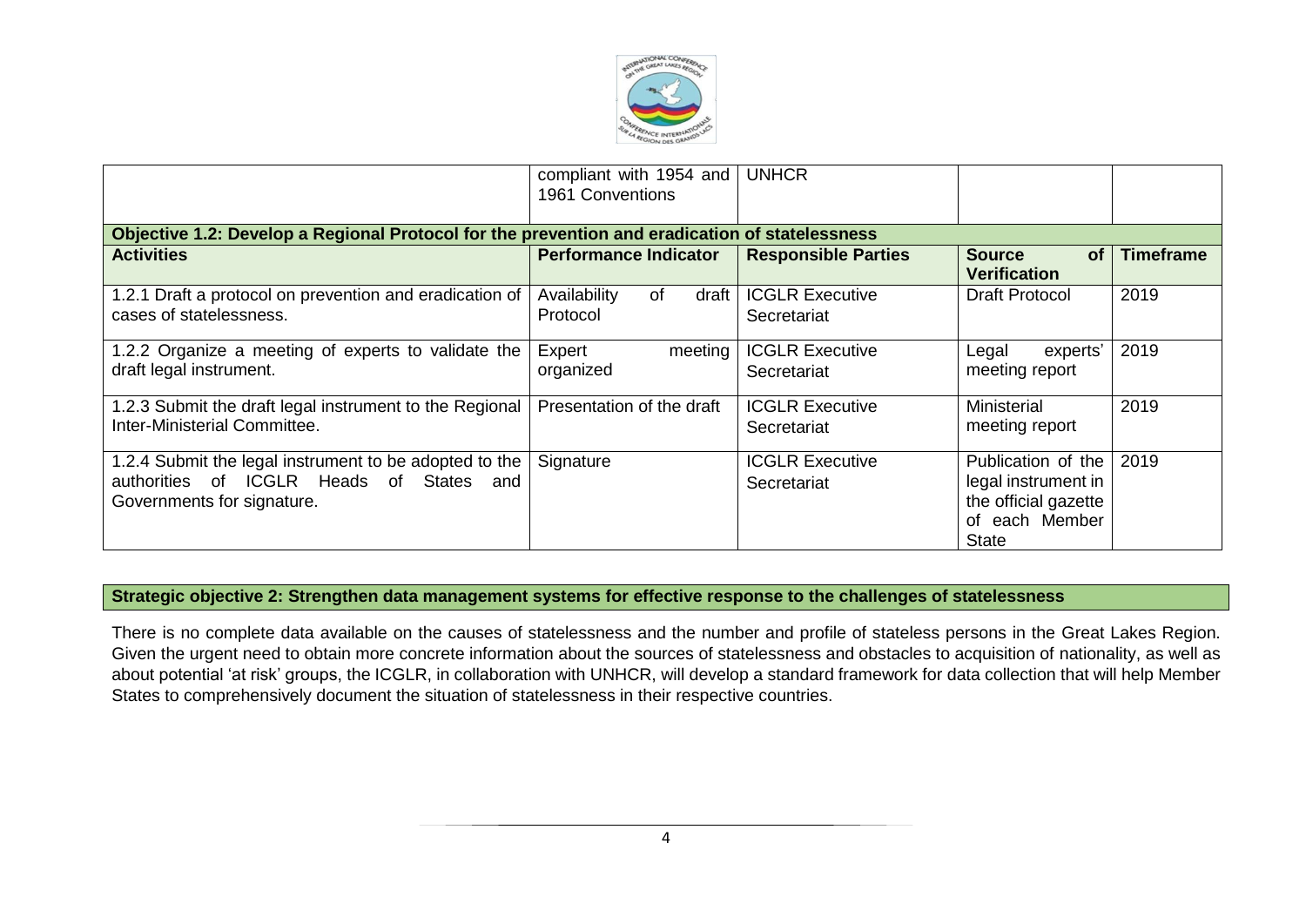| Activities | Performance Indicator | Responsible Parties | Source of Verification | Timeframe |
|---|---|---|---|---|
| | compliant with 1954 and 1961 Conventions | UNHCR | | |
| **Objective 1.2: Develop a Regional Protocol for the prevention and eradication of statelessness** | | | | |
| **Activities** | **Performance Indicator** | **Responsible Parties** | **Source of Verification** | **Timeframe** |
| 1.2.1 Draft a protocol on prevention and eradication of cases of statelessness. | Availability of draft Protocol | ICGLR Executive Secretariat | Draft Protocol | 2019 |
| 1.2.2 Organize a meeting of experts to validate the draft legal instrument. | Expert meeting organized | ICGLR Executive Secretariat | Legal experts' meeting report | 2019 |
| 1.2.3 Submit the draft legal instrument to the Regional Inter-Ministerial Committee. | Presentation of the draft | ICGLR Executive Secretariat | Ministerial meeting report | 2019 |
| 1.2.4 Submit the legal instrument to be adopted to the authorities of ICGLR Heads of States and Governments for signature. | Signature | ICGLR Executive Secretariat | Publication of the legal instrument in the official gazette of each Member State | 2019 |

**Strategic objective 2: Strengthen data management systems for effective response to the challenges of statelessness**

There is no complete data available on the causes of statelessness and the number and profile of stateless persons in the Great Lakes Region. Given the urgent need to obtain more concrete information about the sources of statelessness and obstacles to acquisition of nationality, as well as about potential 'at risk' groups, the ICGLR, in collaboration with UNHCR, will develop a standard framework for data collection that will help Member States to comprehensively document the situation of statelessness in their respective countries.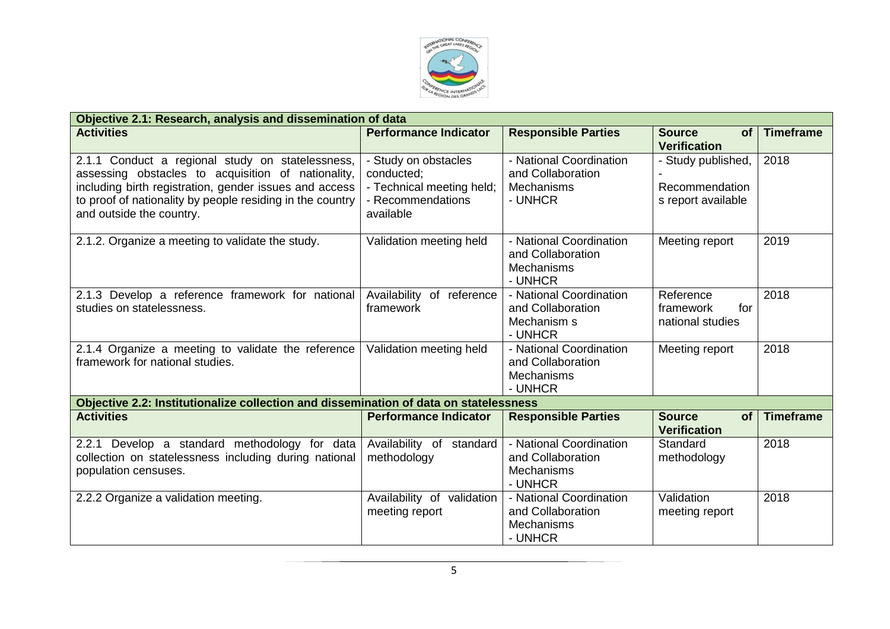| Objective 2.1: Research, analysis and dissemination of data | | | | |
|---|---|---|---|---|
| **Activities** | **Performance Indicator** | **Responsible Parties** | **Source of Verification** | **Timeframe** |
| 2.1.1 Conduct a regional study on statelessness, assessing obstacles to acquisition of nationality, including birth registration, gender issues and access to proof of nationality by people residing in the country and outside the country. | - Study on obstacles conducted;<br>- Technical meeting held;<br>- Recommendations available | - National Coordination and Collaboration Mechanisms<br>- UNHCR | - Study published,<br>- Recommendations report available | 2018 |
| 2.1.2. Organize a meeting to validate the study. | Validation meeting held | - National Coordination and Collaboration Mechanisms<br>- UNHCR | Meeting report | 2019 |
| 2.1.3 Develop a reference framework for national studies on statelessness. | Availability of reference framework | - National Coordination and Collaboration Mechanism s<br>- UNHCR | Reference framework for national studies | 2018 |
| 2.1.4 Organize a meeting to validate the reference framework for national studies. | Validation meeting held | - National Coordination and Collaboration Mechanisms<br>- UNHCR | Meeting report | 2018 |
| **Objective 2.2: Institutionalize collection and dissemination of data on statelessness** | | | | |
| **Activities** | **Performance Indicator** | **Responsible Parties** | **Source of Verification** | **Timeframe** |
| 2.2.1 Develop a standard methodology for data collection on statelessness including during national population censuses. | Availability of standard methodology | - National Coordination and Collaboration Mechanisms<br>- UNHCR | Standard methodology | 2018 |
| 2.2.2 Organize a validation meeting. | Availability of validation meeting report | - National Coordination and Collaboration Mechanisms<br>- UNHCR | Validation meeting report | 2018 |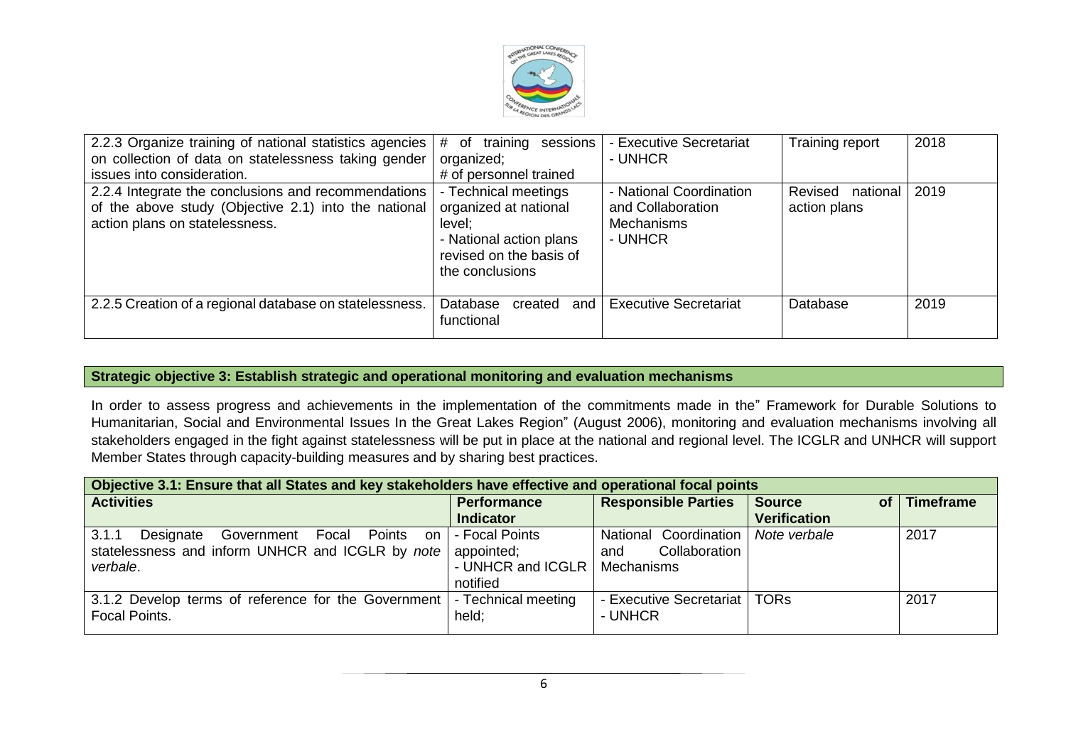| | | | | |
|---|---|---|---|---|
| 2.2.3 Organize training of national statistics agencies on collection of data on statelessness taking gender issues into consideration. | # of training sessions organized;<br># of personnel trained | - Executive Secretariat<br>- UNHCR | Training report | 2018 |
| 2.2.4 Integrate the conclusions and recommendations of the above study (Objective 2.1) into the national action plans on statelessness. | - Technical meetings organized at national level;<br>- National action plans revised on the basis of the conclusions | - National Coordination and Collaboration Mechanisms<br>- UNHCR | Revised national action plans | 2019 |
| 2.2.5 Creation of a regional database on statelessness. | Database created and functional | Executive Secretariat | Database | 2019 |

**Strategic objective 3: Establish strategic and operational monitoring and evaluation mechanisms**

In order to assess progress and achievements in the implementation of the commitments made in the" Framework for Durable Solutions to Humanitarian, Social and Environmental Issues In the Great Lakes Region" (August 2006), monitoring and evaluation mechanisms involving all stakeholders engaged in the fight against statelessness will be put in place at the national and regional level. The ICGLR and UNHCR will support Member States through capacity-building measures and by sharing best practices.

| **Objective 3.1: Ensure that all States and key stakeholders have effective and operational focal points** | | | | |
|---|---|---|---|---|
| **Activities** | **Performance Indicator** | **Responsible Parties** | **Source of Verification** | **Timeframe** |
| 3.1.1 Designate Government Focal Points on statelessness and inform UNHCR and ICGLR by *note verbale*. | - Focal Points appointed;<br>- UNHCR and ICGLR notified | National Coordination and Collaboration Mechanisms | *Note verbale* | 2017 |
| 3.1.2 Develop terms of reference for the Government Focal Points. | - Technical meeting held; | - Executive Secretariat<br>- UNHCR | TORs | 2017 |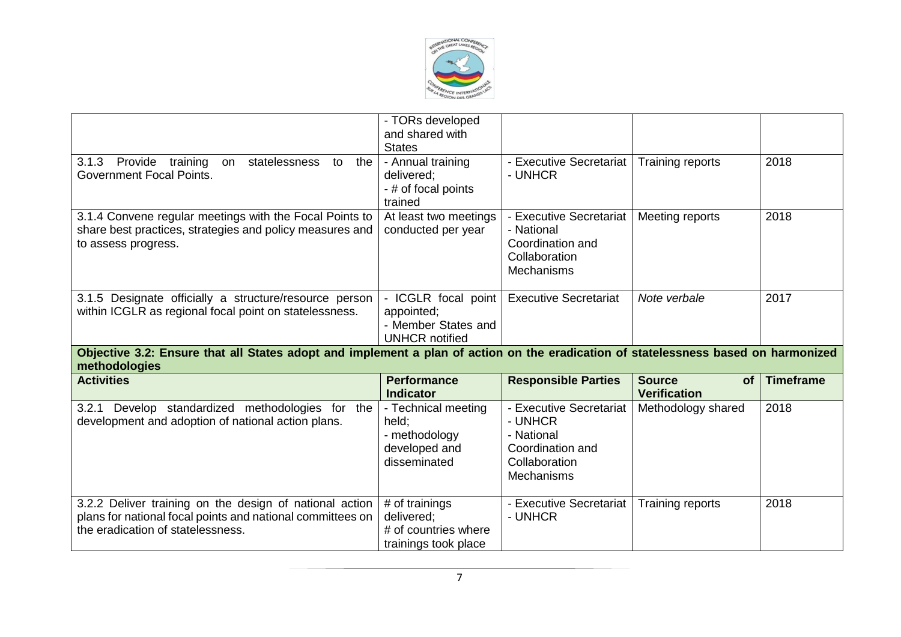| Activities | Performance Indicator | Responsible Parties | Source of Verification | Timeframe |
|---|---|---|---|---|
| | - TORs developed and shared with States | | | |
| 3.1.3 Provide training on statelessness to the Government Focal Points. | - Annual training delivered;<br>- # of focal points trained | - Executive Secretariat<br>- UNHCR | Training reports | 2018 |
| 3.1.4 Convene regular meetings with the Focal Points to share best practices, strategies and policy measures and to assess progress. | At least two meetings conducted per year | - Executive Secretariat<br>- National Coordination and Collaboration Mechanisms | Meeting reports | 2018 |
| 3.1.5 Designate officially a structure/resource person within ICGLR as regional focal point on statelessness. | - ICGLR focal point appointed;<br>- Member States and UNHCR notified | Executive Secretariat | *Note verbale* | 2017 |
| **Objective 3.2: Ensure that all States adopt and implement a plan of action on the eradication of statelessness based on harmonized methodologies** | | | | |
| **Activities** | **Performance Indicator** | **Responsible Parties** | **Source of Verification** | **Timeframe** |
| 3.2.1 Develop standardized methodologies for the development and adoption of national action plans. | - Technical meeting held;<br>- methodology developed and disseminated | - Executive Secretariat<br>- UNHCR<br>- National Coordination and Collaboration Mechanisms | Methodology shared | 2018 |
| 3.2.2 Deliver training on the design of national action plans for national focal points and national committees on the eradication of statelessness. | # of trainings delivered;<br># of countries where trainings took place | - Executive Secretariat<br>- UNHCR | Training reports | 2018 |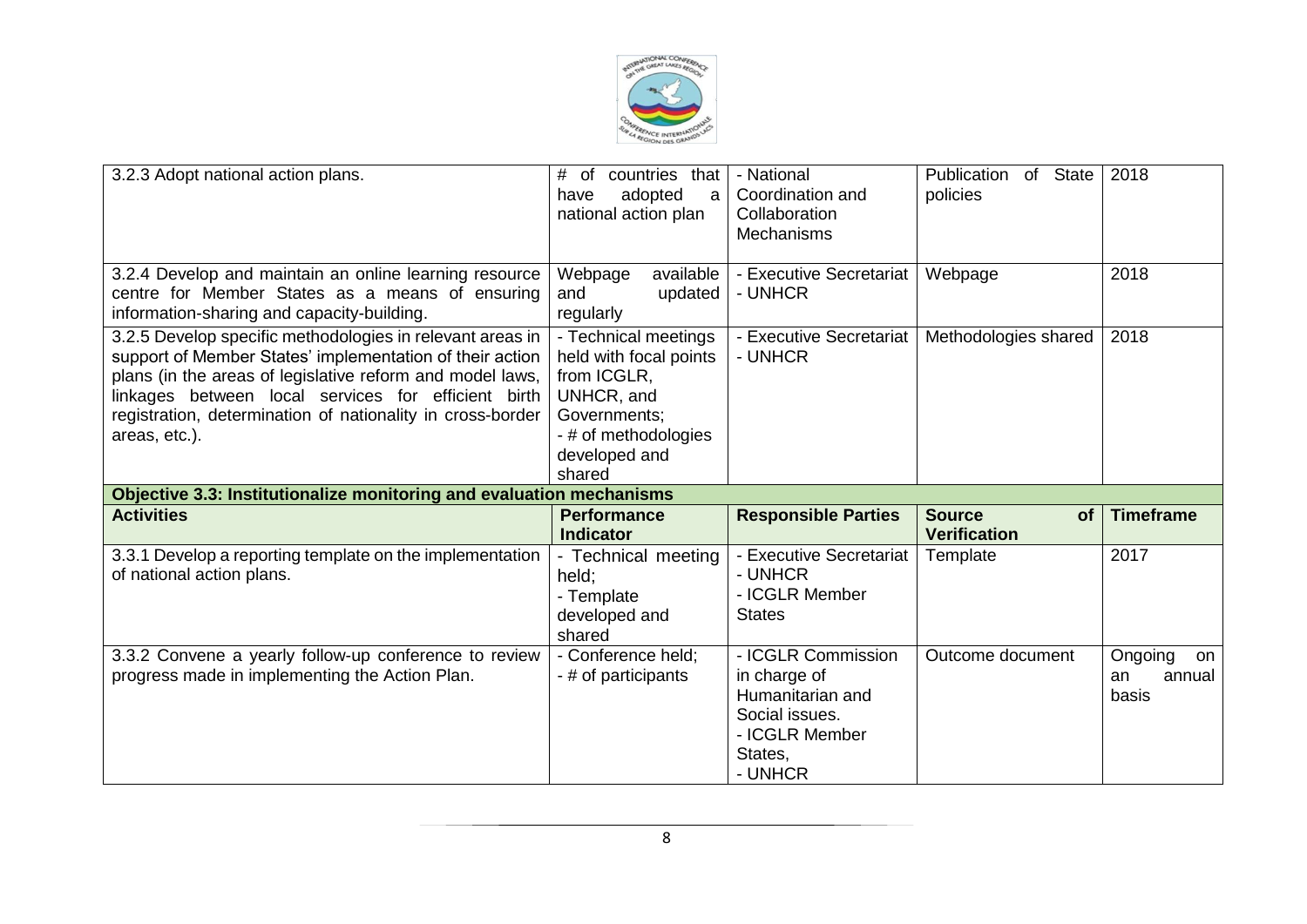| 3.2.3 Adopt national action plans. | # of countries that have adopted a national action plan | - National Coordination and Collaboration Mechanisms | Publication of State policies | 2018 |
|---|---|---|---|---|
| 3.2.4 Develop and maintain an online learning resource centre for Member States as a means of ensuring information-sharing and capacity-building. | Webpage available and updated regularly | - Executive Secretariat<br>- UNHCR | Webpage | 2018 |
| 3.2.5 Develop specific methodologies in relevant areas in support of Member States' implementation of their action plans (in the areas of legislative reform and model laws, linkages between local services for efficient birth registration, determination of nationality in cross-border areas, etc.). | - Technical meetings held with focal points from ICGLR, UNHCR, and Governments;<br>- # of methodologies developed and shared | - Executive Secretariat<br>- UNHCR | Methodologies shared | 2018 |
| **Objective 3.3: Institutionalize monitoring and evaluation mechanisms** | | | | |
| **Activities** | **Performance Indicator** | **Responsible Parties** | **Source of Verification** | **Timeframe** |
| 3.3.1 Develop a reporting template on the implementation of national action plans. | - Technical meeting held;<br>- Template developed and shared | - Executive Secretariat<br>- UNHCR<br>- ICGLR Member States | Template | 2017 |
| 3.3.2 Convene a yearly follow-up conference to review progress made in implementing the Action Plan. | - Conference held;<br>- # of participants | - ICGLR Commission in charge of Humanitarian and Social issues.<br>- ICGLR Member States,<br>- UNHCR | Outcome document | Ongoing on an annual basis |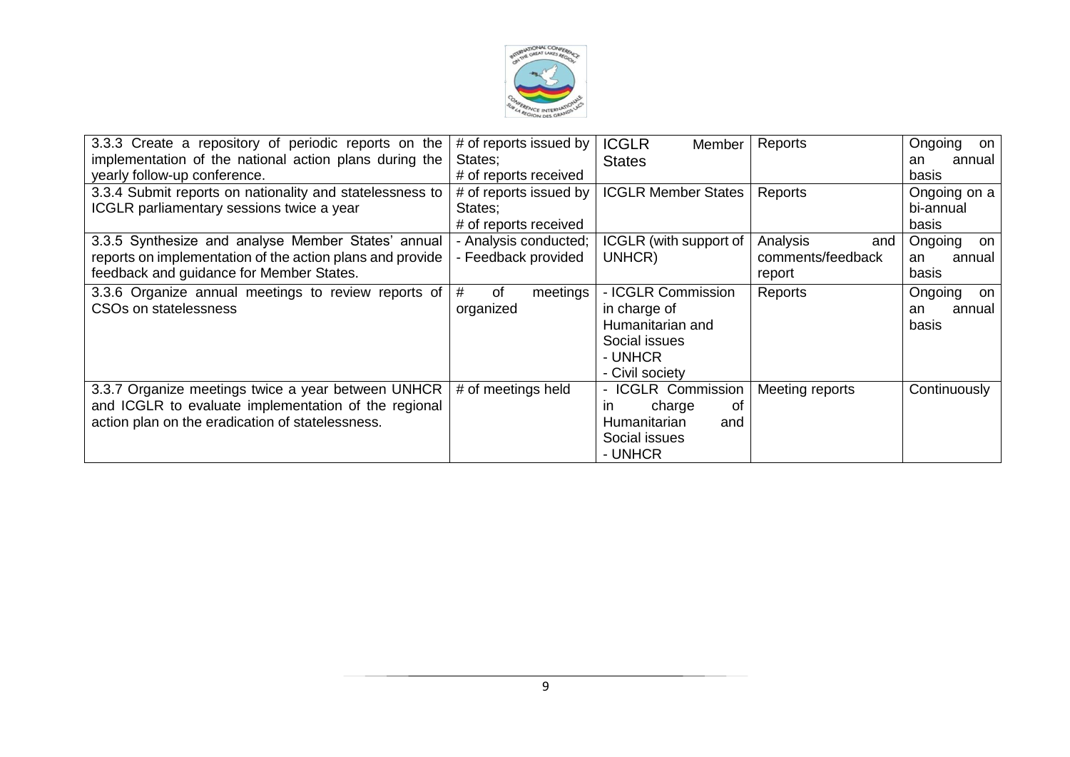| | | | | |
|---|---|---|---|---|
| 3.3.3 Create a repository of periodic reports on the implementation of the national action plans during the yearly follow-up conference. | # of reports issued by States;<br># of reports received | ICGLR Member States | Reports | Ongoing on an annual basis |
| 3.3.4 Submit reports on nationality and statelessness to ICGLR parliamentary sessions twice a year | # of reports issued by States;<br># of reports received | ICGLR Member States | Reports | Ongoing on a bi-annual basis |
| 3.3.5 Synthesize and analyse Member States' annual reports on implementation of the action plans and provide feedback and guidance for Member States. | - Analysis conducted;<br>- Feedback provided | ICGLR (with support of UNHCR) | Analysis and comments/feedback report | Ongoing on an annual basis |
| 3.3.6 Organize annual meetings to review reports of CSOs on statelessness | # of meetings organized | - ICGLR Commission in charge of Humanitarian and Social issues<br>- UNHCR<br>- Civil society | Reports | Ongoing on an annual basis |
| 3.3.7 Organize meetings twice a year between UNHCR and ICGLR to evaluate implementation of the regional action plan on the eradication of statelessness. | # of meetings held | - ICGLR Commission in charge of Humanitarian and Social issues<br>- UNHCR | Meeting reports | Continuously |